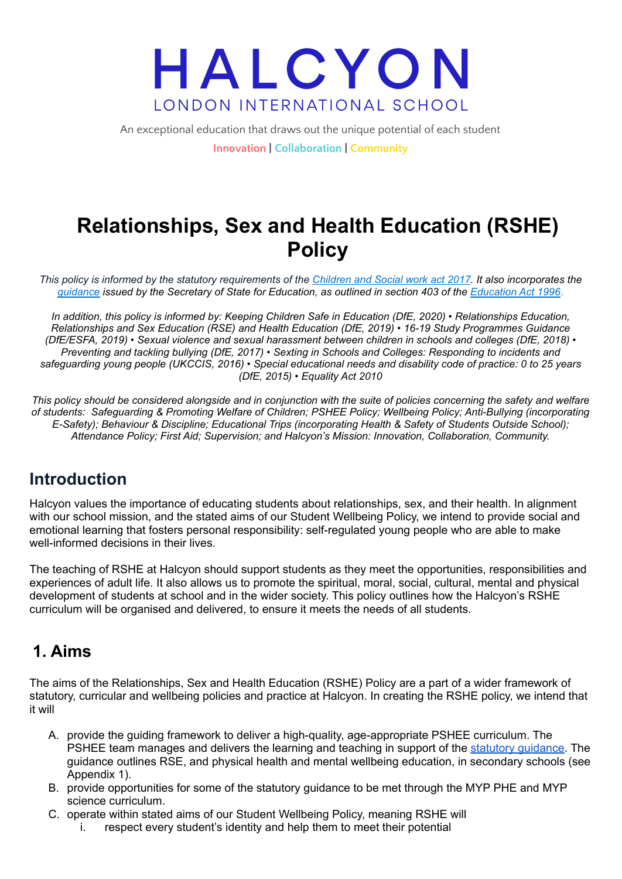# HALCYON

LONDON INTERNATIONAL SCHOOL

An exceptional education that draws out the unique potential of each student

Innovation | Collaboration | Community

# Relationships, Sex and Health Education (RSHE) Policy

*This policy is informed by the statutory requirements of the [Children and Social work act 2017](). It also incorporates the [guidance]() issued by the Secretary of State for Education, as outlined in section 403 of the [Education Act 1996]().*

*In addition, this policy is informed by: Keeping Children Safe in Education (DfE, 2020) • Relationships Education, Relationships and Sex Education (RSE) and Health Education (DfE, 2019) • 16-19 Study Programmes Guidance (DfE/ESFA, 2019) • Sexual violence and sexual harassment between children in schools and colleges (DfE, 2018) • Preventing and tackling bullying (DfE, 2017) • Sexting in Schools and Colleges: Responding to incidents and safeguarding young people (UKCCIS, 2016) • Special educational needs and disability code of practice: 0 to 25 years (DfE, 2015) • Equality Act 2010*

*This policy should be considered alongside and in conjunction with the suite of policies concerning the safety and welfare of students: Safeguarding & Promoting Welfare of Children; PSHEE Policy; Wellbeing Policy; Anti-Bullying (incorporating E-Safety); Behaviour & Discipline; Educational Trips (incorporating Health & Safety of Students Outside School); Attendance Policy; First Aid; Supervision; and Halcyon's Mission: Innovation, Collaboration, Community.*

## Introduction

Halcyon values the importance of educating students about relationships, sex, and their health. In alignment with our school mission, and the stated aims of our Student Wellbeing Policy, we intend to provide social and emotional learning that fosters personal responsibility: self-regulated young people who are able to make well-informed decisions in their lives.

The teaching of RSHE at Halcyon should support students as they meet the opportunities, responsibilities and experiences of adult life. It also allows us to promote the spiritual, moral, social, cultural, mental and physical development of students at school and in the wider society. This policy outlines how the Halcyon's RSHE curriculum will be organised and delivered, to ensure it meets the needs of all students.

## 1. Aims

The aims of the Relationships, Sex and Health Education (RSHE) Policy are a part of a wider framework of statutory, curricular and wellbeing policies and practice at Halcyon. In creating the RSHE policy, we intend that it will

A. provide the guiding framework to deliver a high-quality, age-appropriate PSHEE curriculum. The PSHEE team manages and delivers the learning and teaching in support of the [statutory guidance](). The guidance outlines RSE, and physical health and mental wellbeing education, in secondary schools (see Appendix 1).
B. provide opportunities for some of the statutory guidance to be met through the MYP PHE and MYP science curriculum.
C. operate within stated aims of our Student Wellbeing Policy, meaning RSHE will
   i. respect every student's identity and help them to meet their potential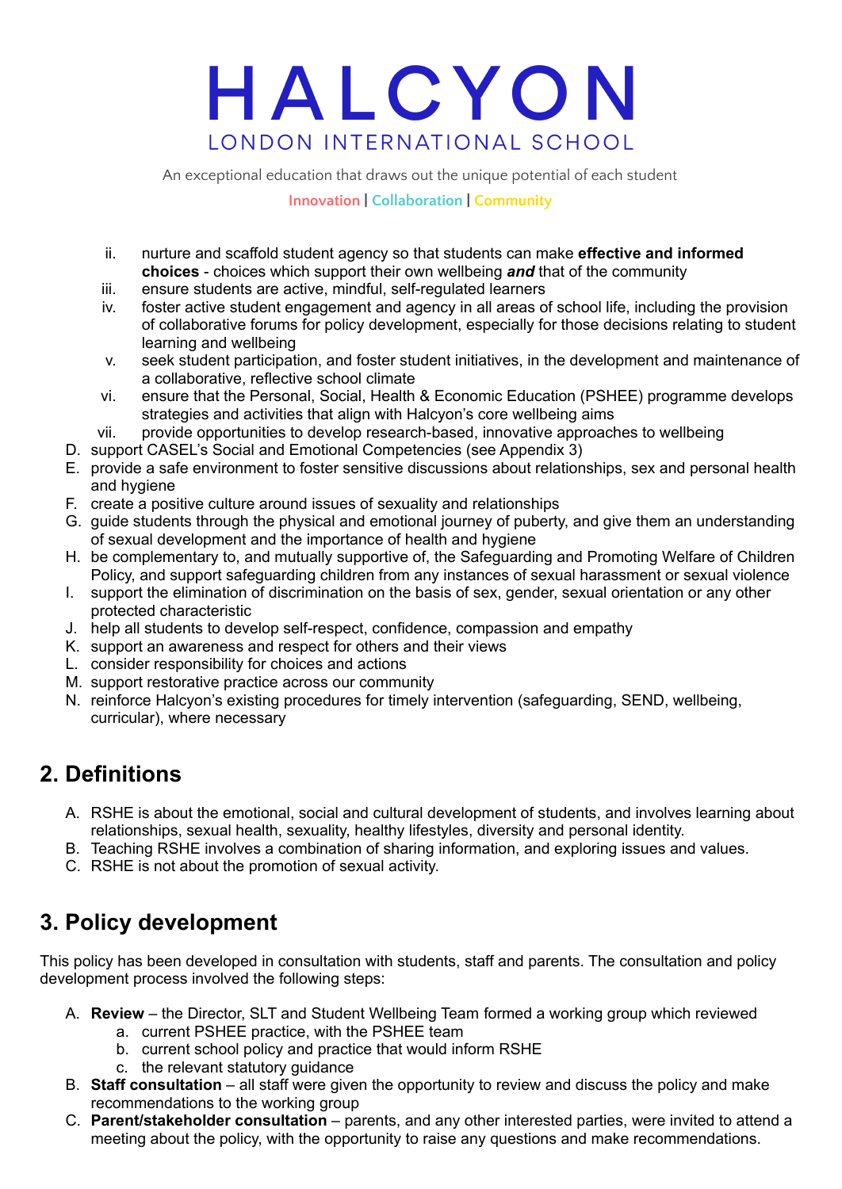ii. nurture and scaffold student agency so that students can make **effective and informed choices** - choices which support their own wellbeing ***and*** that of the community
iii. ensure students are active, mindful, self-regulated learners
iv. foster active student engagement and agency in all areas of school life, including the provision of collaborative forums for policy development, especially for those decisions relating to student learning and wellbeing
v. seek student participation, and foster student initiatives, in the development and maintenance of a collaborative, reflective school climate
vi. ensure that the Personal, Social, Health & Economic Education (PSHEE) programme develops strategies and activities that align with Halcyon's core wellbeing aims
vii. provide opportunities to develop research-based, innovative approaches to wellbeing

D. support CASEL's Social and Emotional Competencies (see Appendix 3)
E. provide a safe environment to foster sensitive discussions about relationships, sex and personal health and hygiene
F. create a positive culture around issues of sexuality and relationships
G. guide students through the physical and emotional journey of puberty, and give them an understanding of sexual development and the importance of health and hygiene
H. be complementary to, and mutually supportive of, the Safeguarding and Promoting Welfare of Children Policy, and support safeguarding children from any instances of sexual harassment or sexual violence
I. support the elimination of discrimination on the basis of sex, gender, sexual orientation or any other protected characteristic
J. help all students to develop self-respect, confidence, compassion and empathy
K. support an awareness and respect for others and their views
L. consider responsibility for choices and actions
M. support restorative practice across our community
N. reinforce Halcyon's existing procedures for timely intervention (safeguarding, SEND, wellbeing, curricular), where necessary

## 2. Definitions

A. RSHE is about the emotional, social and cultural development of students, and involves learning about relationships, sexual health, sexuality, healthy lifestyles, diversity and personal identity.
B. Teaching RSHE involves a combination of sharing information, and exploring issues and values.
C. RSHE is not about the promotion of sexual activity.

## 3. Policy development

This policy has been developed in consultation with students, staff and parents. The consultation and policy development process involved the following steps:

A. **Review** – the Director, SLT and Student Wellbeing Team formed a working group which reviewed
   a. current PSHEE practice, with the PSHEE team
   b. current school policy and practice that would inform RSHE
   c. the relevant statutory guidance
B. **Staff consultation** – all staff were given the opportunity to review and discuss the policy and make recommendations to the working group
C. **Parent/stakeholder consultation** – parents, and any other interested parties, were invited to attend a meeting about the policy, with the opportunity to raise any questions and make recommendations.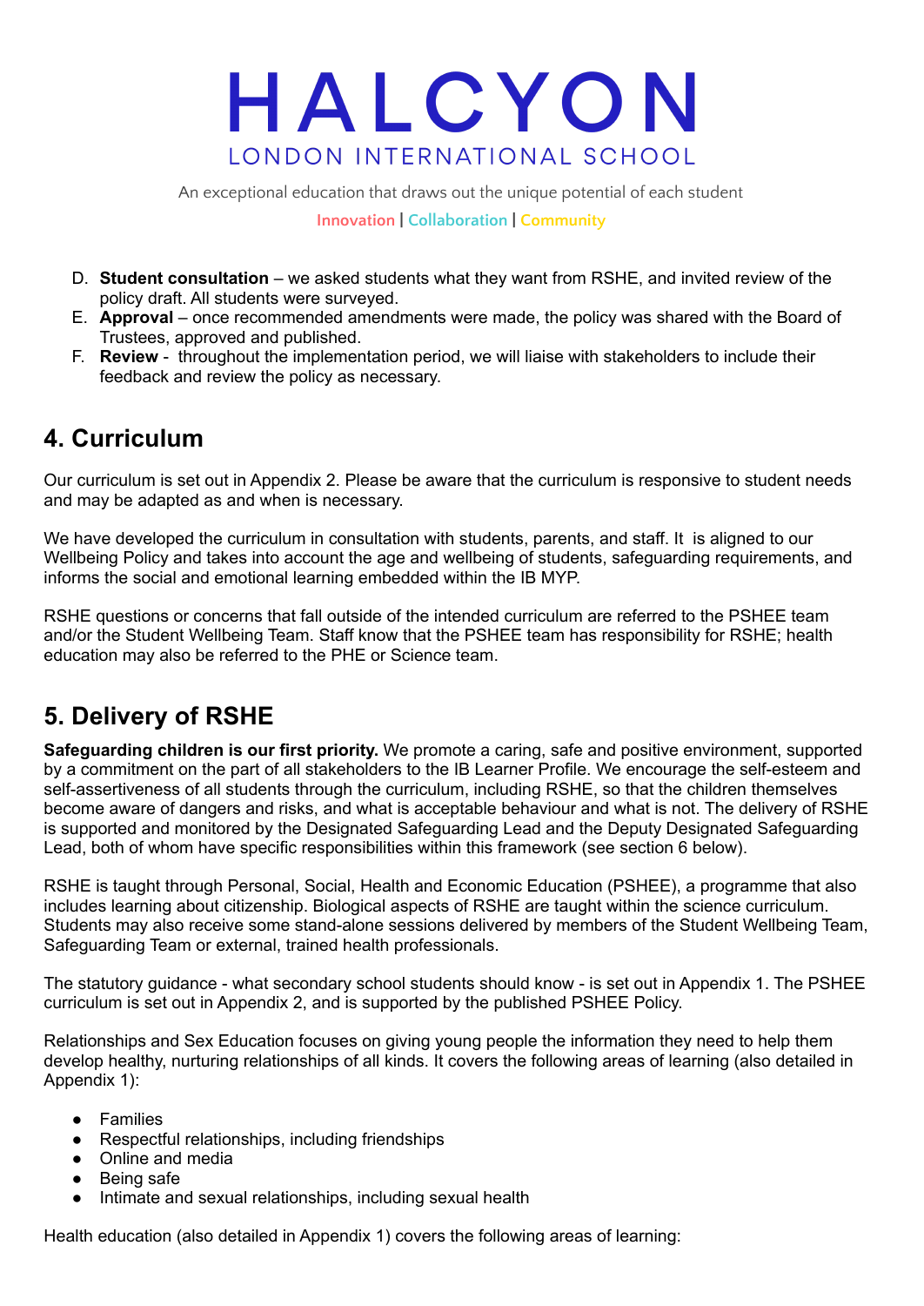D. **Student consultation** – we asked students what they want from RSHE, and invited review of the policy draft. All students were surveyed.
E. **Approval** – once recommended amendments were made, the policy was shared with the Board of Trustees, approved and published.
F. **Review** - throughout the implementation period, we will liaise with stakeholders to include their feedback and review the policy as necessary.

## 4. Curriculum

Our curriculum is set out in Appendix 2. Please be aware that the curriculum is responsive to student needs and may be adapted as and when is necessary.

We have developed the curriculum in consultation with students, parents, and staff. It is aligned to our Wellbeing Policy and takes into account the age and wellbeing of students, safeguarding requirements, and informs the social and emotional learning embedded within the IB MYP.

RSHE questions or concerns that fall outside of the intended curriculum are referred to the PSHEE team and/or the Student Wellbeing Team. Staff know that the PSHEE team has responsibility for RSHE; health education may also be referred to the PHE or Science team.

## 5. Delivery of RSHE

**Safeguarding children is our first priority.** We promote a caring, safe and positive environment, supported by a commitment on the part of all stakeholders to the IB Learner Profile. We encourage the self-esteem and self-assertiveness of all students through the curriculum, including RSHE, so that the children themselves become aware of dangers and risks, and what is acceptable behaviour and what is not. The delivery of RSHE is supported and monitored by the Designated Safeguarding Lead and the Deputy Designated Safeguarding Lead, both of whom have specific responsibilities within this framework (see section 6 below).

RSHE is taught through Personal, Social, Health and Economic Education (PSHEE), a programme that also includes learning about citizenship. Biological aspects of RSHE are taught within the science curriculum. Students may also receive some stand-alone sessions delivered by members of the Student Wellbeing Team, Safeguarding Team or external, trained health professionals.

The statutory guidance - what secondary school students should know - is set out in Appendix 1. The PSHEE curriculum is set out in Appendix 2, and is supported by the published PSHEE Policy.

Relationships and Sex Education focuses on giving young people the information they need to help them develop healthy, nurturing relationships of all kinds. It covers the following areas of learning (also detailed in Appendix 1):

- Families
- Respectful relationships, including friendships
- Online and media
- Being safe
- Intimate and sexual relationships, including sexual health

Health education (also detailed in Appendix 1) covers the following areas of learning: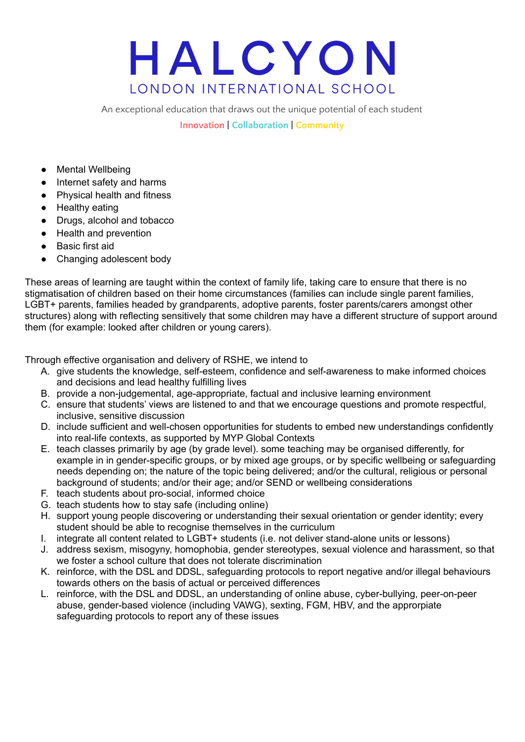- Mental Wellbeing
- Internet safety and harms
- Physical health and fitness
- Healthy eating
- Drugs, alcohol and tobacco
- Health and prevention
- Basic first aid
- Changing adolescent body

These areas of learning are taught within the context of family life, taking care to ensure that there is no stigmatisation of children based on their home circumstances (families can include single parent families, LGBT+ parents, families headed by grandparents, adoptive parents, foster parents/carers amongst other structures) along with reflecting sensitively that some children may have a different structure of support around them (for example: looked after children or young carers).

Through effective organisation and delivery of RSHE, we intend to

A. give students the knowledge, self-esteem, confidence and self-awareness to make informed choices and decisions and lead healthy fulfilling lives
B. provide a non-judgemental, age-appropriate, factual and inclusive learning environment
C. ensure that students' views are listened to and that we encourage questions and promote respectful, inclusive, sensitive discussion
D. include sufficient and well-chosen opportunities for students to embed new understandings confidently into real-life contexts, as supported by MYP Global Contexts
E. teach classes primarily by age (by grade level). some teaching may be organised differently, for example in in gender-specific groups, or by mixed age groups, or by specific wellbeing or safeguarding needs depending on; the nature of the topic being delivered; and/or the cultural, religious or personal background of students; and/or their age; and/or SEND or wellbeing considerations
F. teach students about pro-social, informed choice
G. teach students how to stay safe (including online)
H. support young people discovering or understanding their sexual orientation or gender identity; every student should be able to recognise themselves in the curriculum
I. integrate all content related to LGBT+ students (i.e. not deliver stand-alone units or lessons)
J. address sexism, misogyny, homophobia, gender stereotypes, sexual violence and harassment, so that we foster a school culture that does not tolerate discrimination
K. reinforce, with the DSL and DDSL, safeguarding protocols to report negative and/or illegal behaviours towards others on the basis of actual or perceived differences
L. reinforce, with the DSL and DDSL, an understanding of online abuse, cyber-bullying, peer-on-peer abuse, gender-based violence (including VAWG), sexting, FGM, HBV, and the appropriate safeguarding protocols to report any of these issues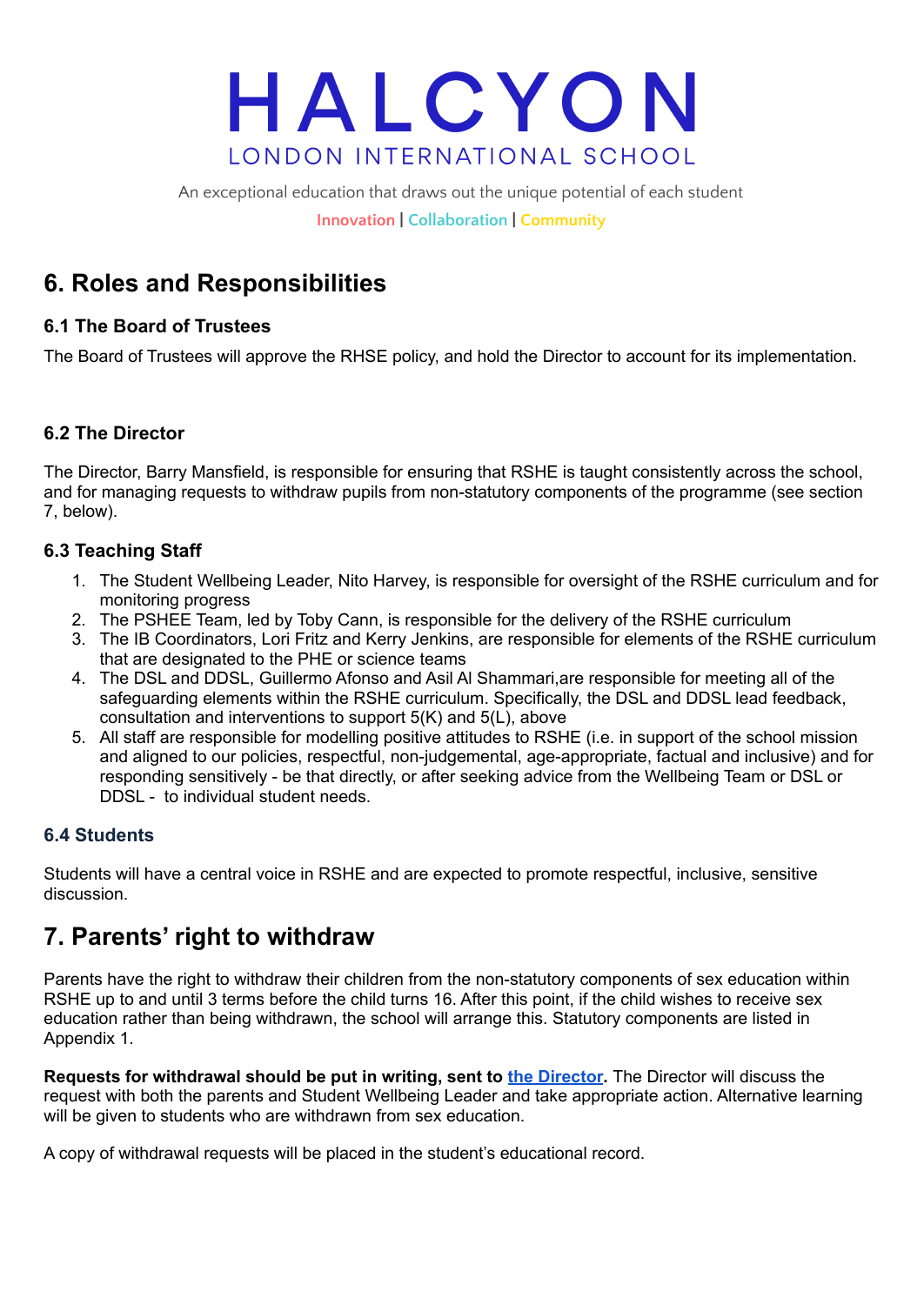## 6. Roles and Responsibilities

### 6.1 The Board of Trustees

The Board of Trustees will approve the RHSE policy, and hold the Director to account for its implementation.

### 6.2 The Director

The Director, Barry Mansfield, is responsible for ensuring that RSHE is taught consistently across the school, and for managing requests to withdraw pupils from non-statutory components of the programme (see section 7, below).

### 6.3 Teaching Staff

1. The Student Wellbeing Leader, Nito Harvey, is responsible for oversight of the RSHE curriculum and for monitoring progress
2. The PSHEE Team, led by Toby Cann, is responsible for the delivery of the RSHE curriculum
3. The IB Coordinators, Lori Fritz and Kerry Jenkins, are responsible for elements of the RSHE curriculum that are designated to the PHE or science teams
4. The DSL and DDSL, Guillermo Afonso and Asil Al Shammari,are responsible for meeting all of the safeguarding elements within the RSHE curriculum. Specifically, the DSL and DDSL lead feedback, consultation and interventions to support 5(K) and 5(L), above
5. All staff are responsible for modelling positive attitudes to RSHE (i.e. in support of the school mission and aligned to our policies, respectful, non-judgemental, age-appropriate, factual and inclusive) and for responding sensitively - be that directly, or after seeking advice from the Wellbeing Team or DSL or DDSL - to individual student needs.

### 6.4 Students

Students will have a central voice in RSHE and are expected to promote respectful, inclusive, sensitive discussion.

## 7. Parents' right to withdraw

Parents have the right to withdraw their children from the non-statutory components of sex education within RSHE up to and until 3 terms before the child turns 16. After this point, if the child wishes to receive sex education rather than being withdrawn, the school will arrange this. Statutory components are listed in Appendix 1.

**Requests for withdrawal should be put in writing, sent to [the Director].** The Director will discuss the request with both the parents and Student Wellbeing Leader and take appropriate action. Alternative learning will be given to students who are withdrawn from sex education.

A copy of withdrawal requests will be placed in the student's educational record.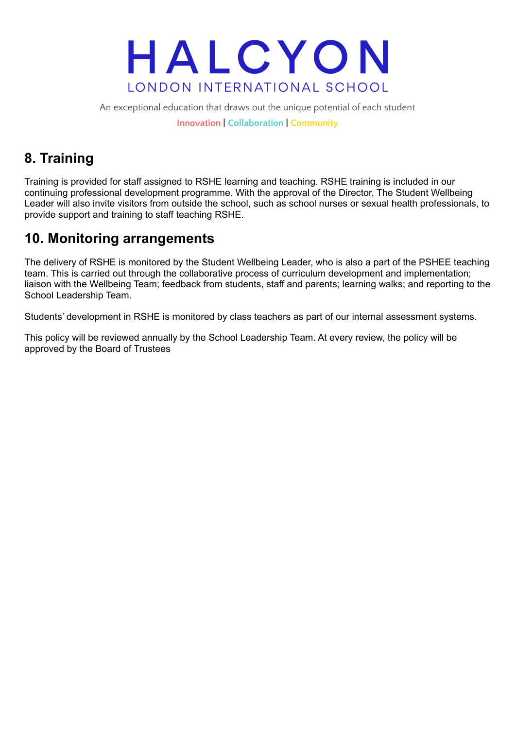## 8. Training

Training is provided for staff assigned to RSHE learning and teaching. RSHE training is included in our continuing professional development programme. With the approval of the Director, The Student Wellbeing Leader will also invite visitors from outside the school, such as school nurses or sexual health professionals, to provide support and training to staff teaching RSHE.

## 10. Monitoring arrangements

The delivery of RSHE is monitored by the Student Wellbeing Leader, who is also a part of the PSHEE teaching team. This is carried out through the collaborative process of curriculum development and implementation; liaison with the Wellbeing Team; feedback from students, staff and parents; learning walks; and reporting to the School Leadership Team.

Students' development in RSHE is monitored by class teachers as part of our internal assessment systems.

This policy will be reviewed annually by the School Leadership Team. At every review, the policy will be approved by the Board of Trustees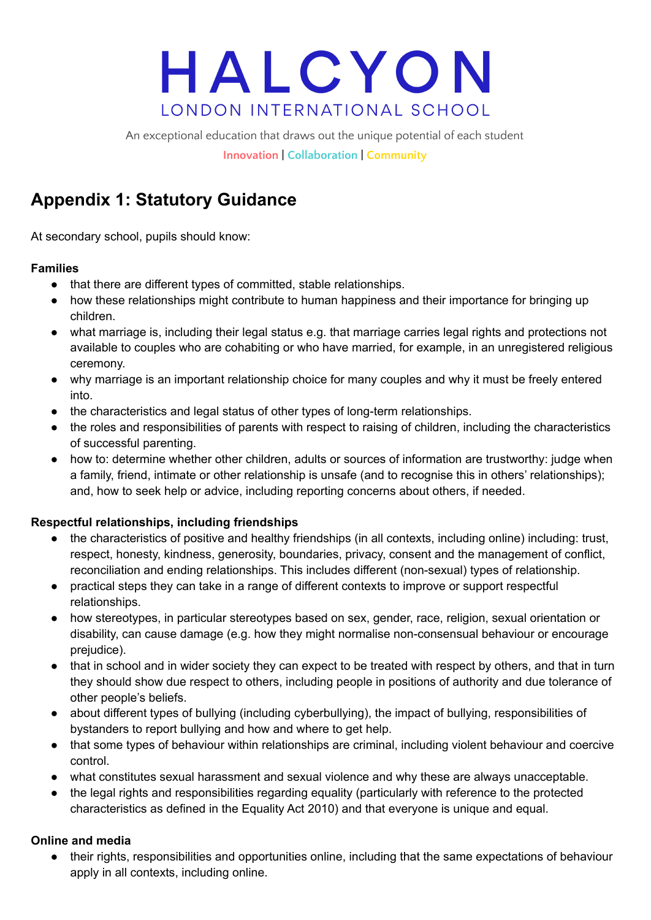# HALCYON

LONDON INTERNATIONAL SCHOOL

An exceptional education that draws out the unique potential of each student

Innovation | Collaboration | Community

## Appendix 1: Statutory Guidance

At secondary school, pupils should know:

**Families**

- that there are different types of committed, stable relationships.
- how these relationships might contribute to human happiness and their importance for bringing up children.
- what marriage is, including their legal status e.g. that marriage carries legal rights and protections not available to couples who are cohabiting or who have married, for example, in an unregistered religious ceremony.
- why marriage is an important relationship choice for many couples and why it must be freely entered into.
- the characteristics and legal status of other types of long-term relationships.
- the roles and responsibilities of parents with respect to raising of children, including the characteristics of successful parenting.
- how to: determine whether other children, adults or sources of information are trustworthy: judge when a family, friend, intimate or other relationship is unsafe (and to recognise this in others' relationships); and, how to seek help or advice, including reporting concerns about others, if needed.

**Respectful relationships, including friendships**

- the characteristics of positive and healthy friendships (in all contexts, including online) including: trust, respect, honesty, kindness, generosity, boundaries, privacy, consent and the management of conflict, reconciliation and ending relationships. This includes different (non-sexual) types of relationship.
- practical steps they can take in a range of different contexts to improve or support respectful relationships.
- how stereotypes, in particular stereotypes based on sex, gender, race, religion, sexual orientation or disability, can cause damage (e.g. how they might normalise non-consensual behaviour or encourage prejudice).
- that in school and in wider society they can expect to be treated with respect by others, and that in turn they should show due respect to others, including people in positions of authority and due tolerance of other people's beliefs.
- about different types of bullying (including cyberbullying), the impact of bullying, responsibilities of bystanders to report bullying and how and where to get help.
- that some types of behaviour within relationships are criminal, including violent behaviour and coercive control.
- what constitutes sexual harassment and sexual violence and why these are always unacceptable.
- the legal rights and responsibilities regarding equality (particularly with reference to the protected characteristics as defined in the Equality Act 2010) and that everyone is unique and equal.

**Online and media**

- their rights, responsibilities and opportunities online, including that the same expectations of behaviour apply in all contexts, including online.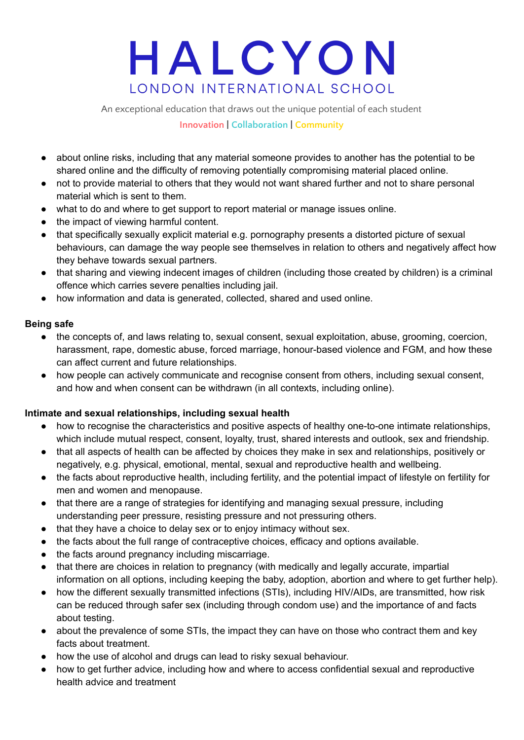- about online risks, including that any material someone provides to another has the potential to be shared online and the difficulty of removing potentially compromising material placed online.
- not to provide material to others that they would not want shared further and not to share personal material which is sent to them.
- what to do and where to get support to report material or manage issues online.
- the impact of viewing harmful content.
- that specifically sexually explicit material e.g. pornography presents a distorted picture of sexual behaviours, can damage the way people see themselves in relation to others and negatively affect how they behave towards sexual partners.
- that sharing and viewing indecent images of children (including those created by children) is a criminal offence which carries severe penalties including jail.
- how information and data is generated, collected, shared and used online.

**Being safe**

- the concepts of, and laws relating to, sexual consent, sexual exploitation, abuse, grooming, coercion, harassment, rape, domestic abuse, forced marriage, honour-based violence and FGM, and how these can affect current and future relationships.
- how people can actively communicate and recognise consent from others, including sexual consent, and how and when consent can be withdrawn (in all contexts, including online).

**Intimate and sexual relationships, including sexual health**

- how to recognise the characteristics and positive aspects of healthy one-to-one intimate relationships, which include mutual respect, consent, loyalty, trust, shared interests and outlook, sex and friendship.
- that all aspects of health can be affected by choices they make in sex and relationships, positively or negatively, e.g. physical, emotional, mental, sexual and reproductive health and wellbeing.
- the facts about reproductive health, including fertility, and the potential impact of lifestyle on fertility for men and women and menopause.
- that there are a range of strategies for identifying and managing sexual pressure, including understanding peer pressure, resisting pressure and not pressuring others.
- that they have a choice to delay sex or to enjoy intimacy without sex.
- the facts about the full range of contraceptive choices, efficacy and options available.
- the facts around pregnancy including miscarriage.
- that there are choices in relation to pregnancy (with medically and legally accurate, impartial information on all options, including keeping the baby, adoption, abortion and where to get further help).
- how the different sexually transmitted infections (STIs), including HIV/AIDs, are transmitted, how risk can be reduced through safer sex (including through condom use) and the importance of and facts about testing.
- about the prevalence of some STIs, the impact they can have on those who contract them and key facts about treatment.
- how the use of alcohol and drugs can lead to risky sexual behaviour.
- how to get further advice, including how and where to access confidential sexual and reproductive health advice and treatment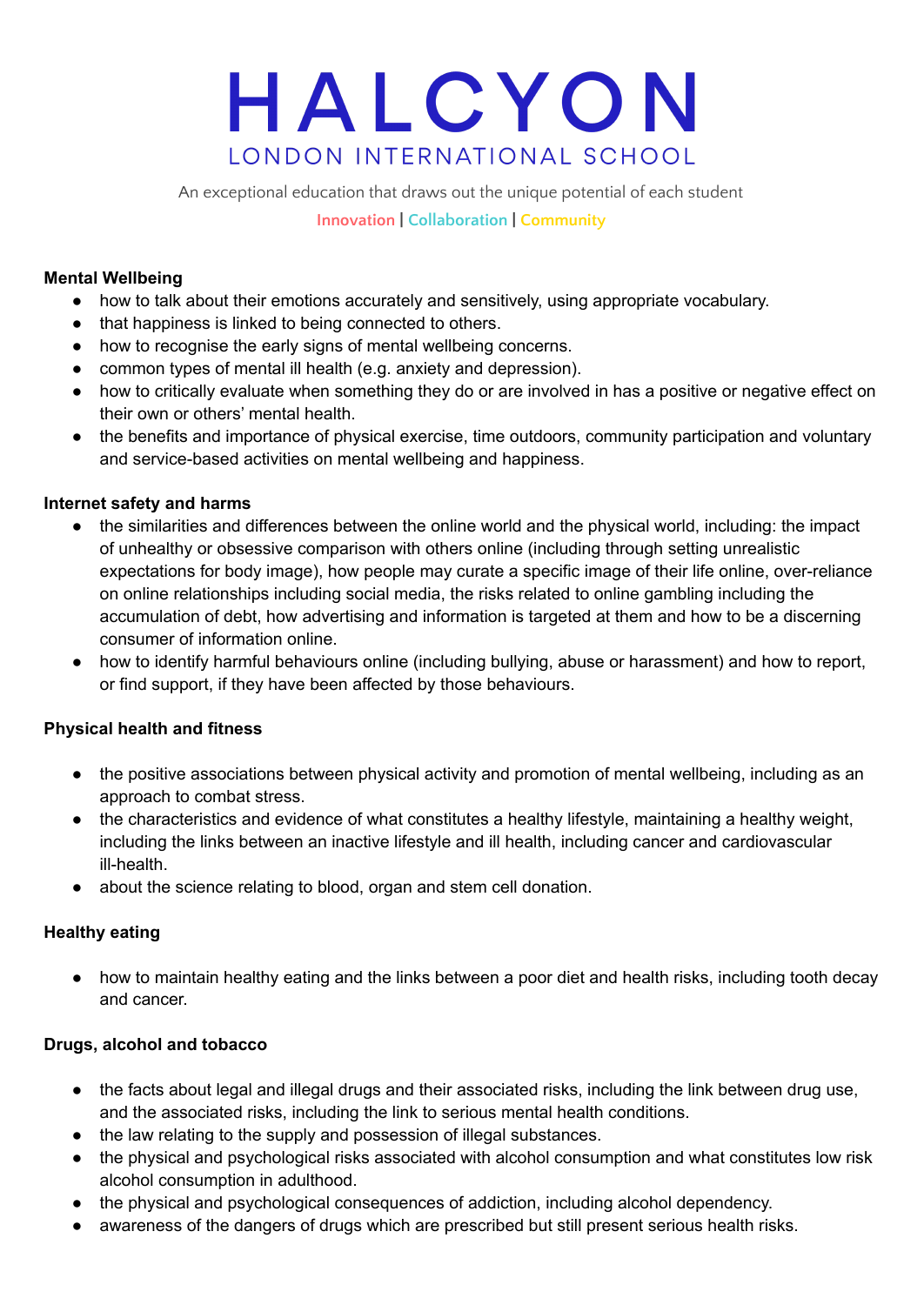# HALCYON
LONDON INTERNATIONAL SCHOOL

An exceptional education that draws out the unique potential of each student

Innovation | Collaboration | Community

**Mental Wellbeing**

- how to talk about their emotions accurately and sensitively, using appropriate vocabulary.
- that happiness is linked to being connected to others.
- how to recognise the early signs of mental wellbeing concerns.
- common types of mental ill health (e.g. anxiety and depression).
- how to critically evaluate when something they do or are involved in has a positive or negative effect on their own or others' mental health.
- the benefits and importance of physical exercise, time outdoors, community participation and voluntary and service-based activities on mental wellbeing and happiness.

**Internet safety and harms**

- the similarities and differences between the online world and the physical world, including: the impact of unhealthy or obsessive comparison with others online (including through setting unrealistic expectations for body image), how people may curate a specific image of their life online, over-reliance on online relationships including social media, the risks related to online gambling including the accumulation of debt, how advertising and information is targeted at them and how to be a discerning consumer of information online.
- how to identify harmful behaviours online (including bullying, abuse or harassment) and how to report, or find support, if they have been affected by those behaviours.

**Physical health and fitness**

- the positive associations between physical activity and promotion of mental wellbeing, including as an approach to combat stress.
- the characteristics and evidence of what constitutes a healthy lifestyle, maintaining a healthy weight, including the links between an inactive lifestyle and ill health, including cancer and cardiovascular ill-health.
- about the science relating to blood, organ and stem cell donation.

**Healthy eating**

- how to maintain healthy eating and the links between a poor diet and health risks, including tooth decay and cancer.

**Drugs, alcohol and tobacco**

- the facts about legal and illegal drugs and their associated risks, including the link between drug use, and the associated risks, including the link to serious mental health conditions.
- the law relating to the supply and possession of illegal substances.
- the physical and psychological risks associated with alcohol consumption and what constitutes low risk alcohol consumption in adulthood.
- the physical and psychological consequences of addiction, including alcohol dependency.
- awareness of the dangers of drugs which are prescribed but still present serious health risks.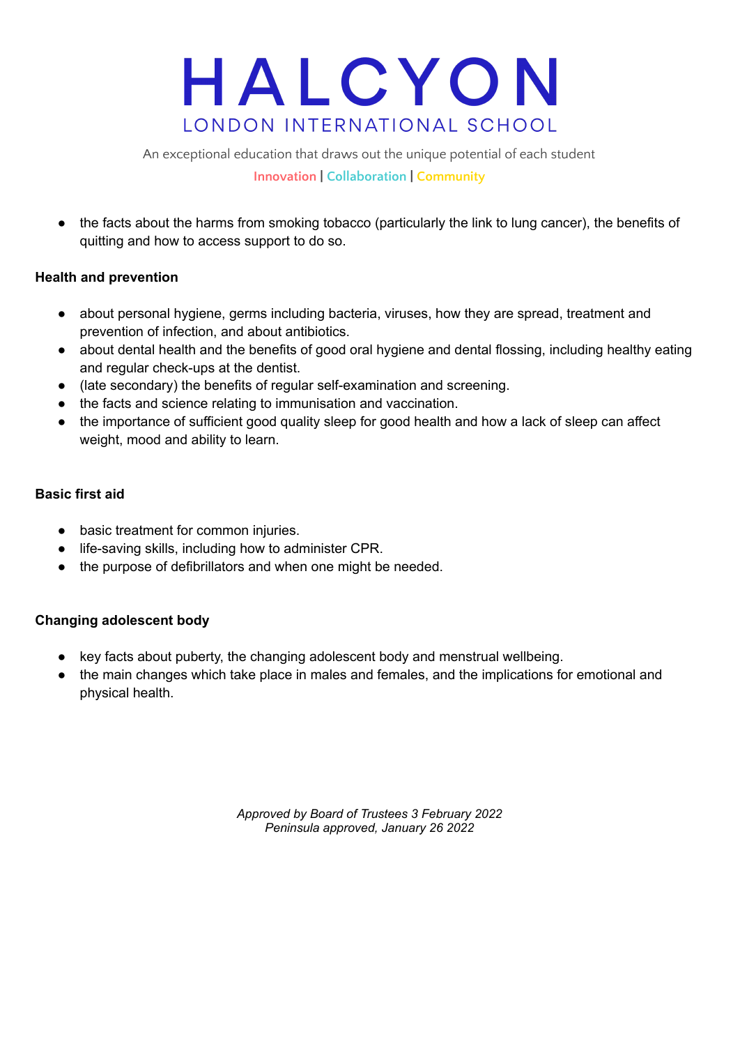- the facts about the harms from smoking tobacco (particularly the link to lung cancer), the benefits of quitting and how to access support to do so.

**Health and prevention**

- about personal hygiene, germs including bacteria, viruses, how they are spread, treatment and prevention of infection, and about antibiotics.
- about dental health and the benefits of good oral hygiene and dental flossing, including healthy eating and regular check-ups at the dentist.
- (late secondary) the benefits of regular self-examination and screening.
- the facts and science relating to immunisation and vaccination.
- the importance of sufficient good quality sleep for good health and how a lack of sleep can affect weight, mood and ability to learn.

**Basic first aid**

- basic treatment for common injuries.
- life-saving skills, including how to administer CPR.
- the purpose of defibrillators and when one might be needed.

**Changing adolescent body**

- key facts about puberty, the changing adolescent body and menstrual wellbeing.
- the main changes which take place in males and females, and the implications for emotional and physical health.

*Approved by Board of Trustees 3 February 2022*
*Peninsula approved, January 26 2022*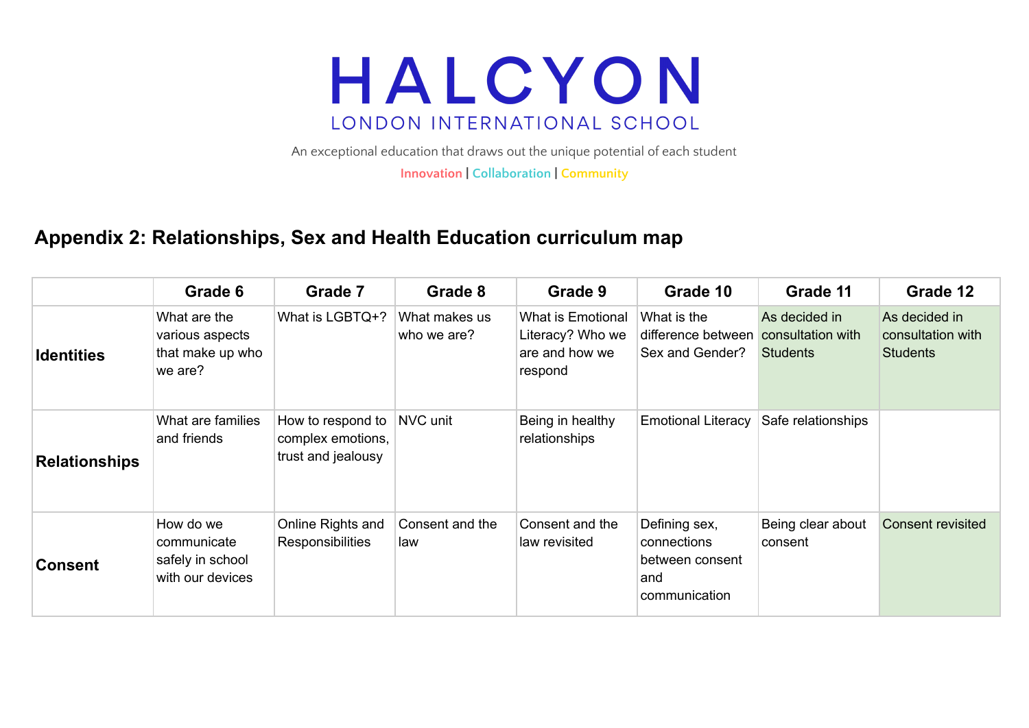# HALCYON

LONDON INTERNATIONAL SCHOOL

An exceptional education that draws out the unique potential of each student

Innovation | Collaboration | Community

## Appendix 2: Relationships, Sex and Health Education curriculum map

| | Grade 6 | Grade 7 | Grade 8 | Grade 9 | Grade 10 | Grade 11 | Grade 12 |
|---|---|---|---|---|---|---|---|
| **Identities** | What are the various aspects that make up who we are? | What is LGBTQ+? | What makes us who we are? | What is Emotional Literacy? Who we are and how we respond | What is the difference between Sex and Gender? | As decided in consultation with Students | As decided in consultation with Students |
| **Relationships** | What are families and friends | How to respond to complex emotions, trust and jealousy | NVC unit | Being in healthy relationships | Emotional Literacy | Safe relationships | |
| **Consent** | How do we communicate safely in school with our devices | Online Rights and Responsibilities | Consent and the law | Consent and the law revisited | Defining sex, connections between consent and communication | Being clear about consent | Consent revisited |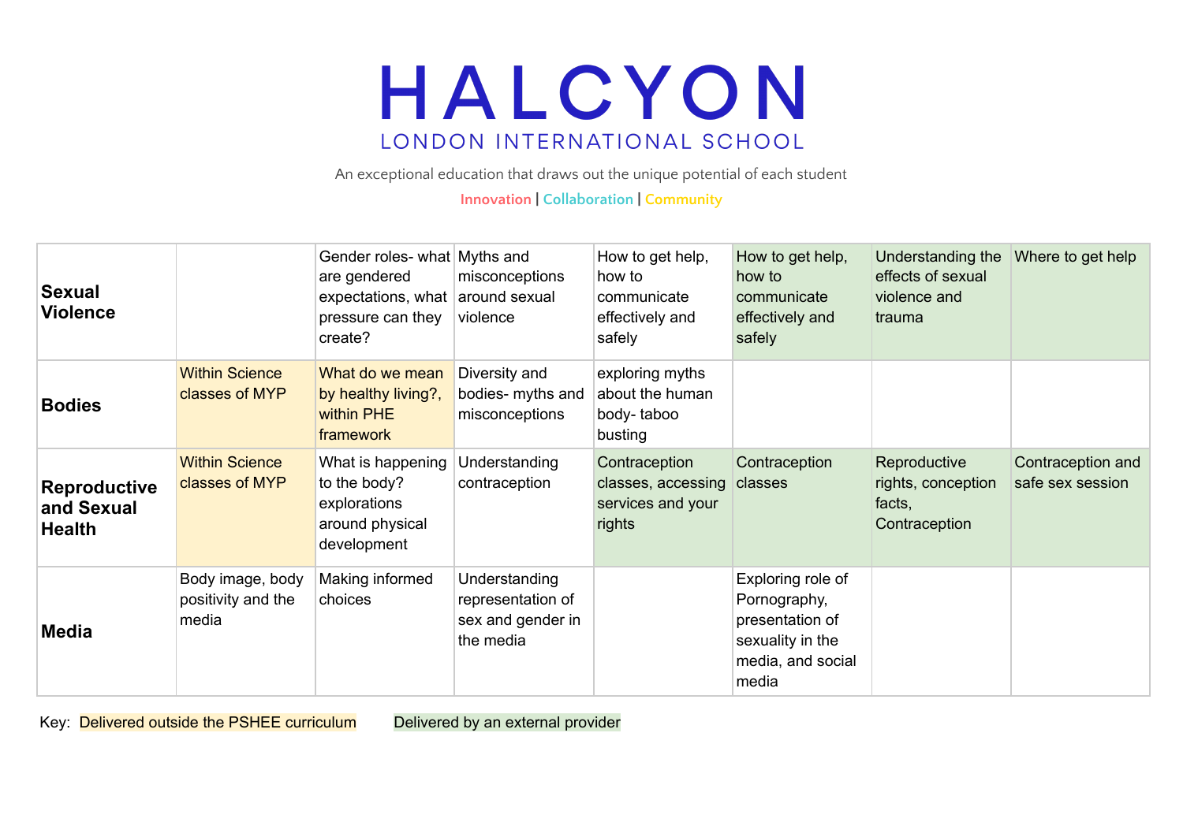# HALCYON

LONDON INTERNATIONAL SCHOOL

An exceptional education that draws out the unique potential of each student

Innovation | Collaboration | Community

| | | | | | | | |
|---|---|---|---|---|---|---|---|
| **Sexual Violence** | | Gender roles- what are gendered expectations, what pressure can they create? | Myths and misconceptions around sexual violence | How to get help, how to communicate effectively and safely | How to get help, how to communicate effectively and safely | Understanding the effects of sexual violence and trauma | Where to get help |
| **Bodies** | Within Science classes of MYP | What do we mean by healthy living?, within PHE framework | Diversity and bodies- myths and misconceptions | exploring myths about the human body- taboo busting | | | |
| **Reproductive and Sexual Health** | Within Science classes of MYP | What is happening to the body? explorations around physical development | Understanding contraception | Contraception classes, accessing services and your rights | Contraception classes | Reproductive rights, conception facts, Contraception | Contraception and safe sex session |
| **Media** | Body image, body positivity and the media | Making informed choices | Understanding representation of sex and gender in the media | | Exploring role of Pornography, presentation of sexuality in the media, and social media | | |

Key: Delivered outside the PSHEE curriculum | Delivered by an external provider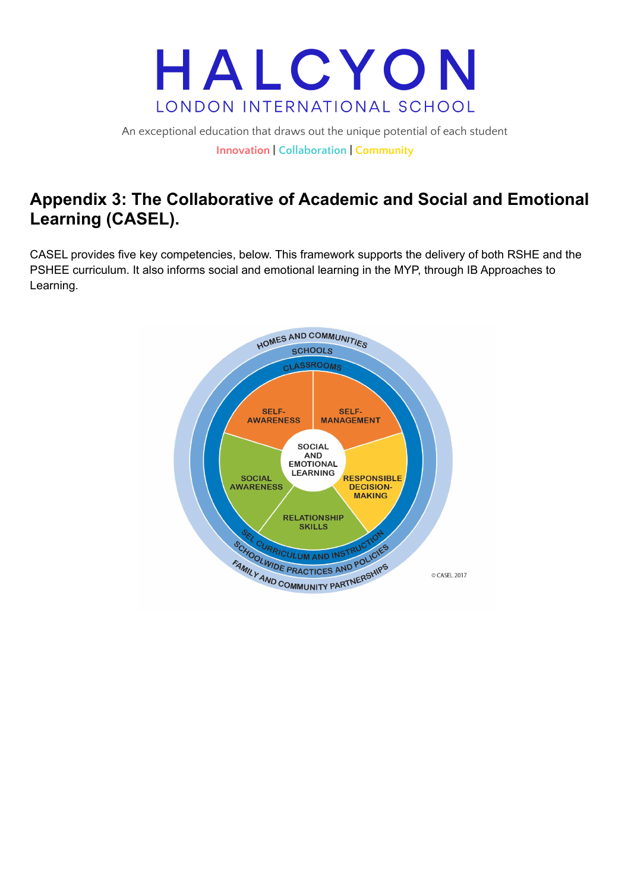# HALCYON
LONDON INTERNATIONAL SCHOOL

An exceptional education that draws out the unique potential of each student

Innovation | Collaboration | Community

## Appendix 3: The Collaborative of Academic and Social and Emotional Learning (CASEL).

CASEL provides five key competencies, below. This framework supports the delivery of both RSHE and the PSHEE curriculum. It also informs social and emotional learning in the MYP, through IB Approaches to Learning.

HOMES AND COMMUNITIES
SCHOOLS
CLASSROOMS
SELF-AWARENESS
SELF-MANAGEMENT
SOCIAL AND EMOTIONAL LEARNING
SOCIAL AWARENESS
RESPONSIBLE DECISION-MAKING
RELATIONSHIP SKILLS
SEL CURRICULUM AND INSTRUCTION
SCHOOLWIDE PRACTICES AND POLICIES
FAMILY AND COMMUNITY PARTNERSHIPS
© CASEL 2017